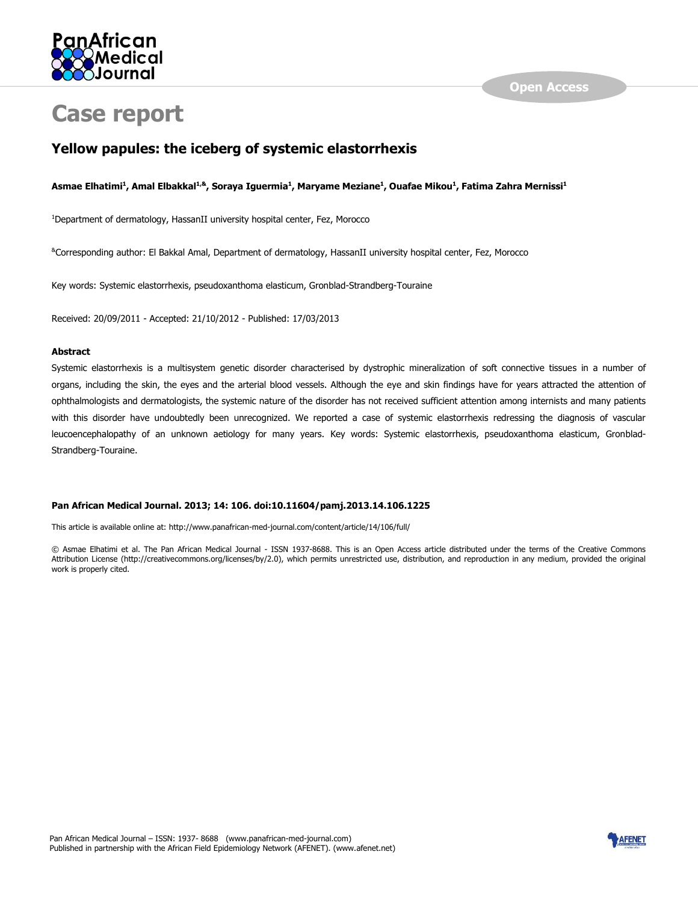# Case report

## Yellow papules: the iceberg of systemic elastorrhexis

**Asmae Elhatimi[1], Amal Elbakkal[1,&], Soraya Iguermia[1], Maryame Meziane[1], Ouafae Mikou[1], Fatima Zahra Mernissi[1]**

[1]Department of dermatology, HassanII university hospital center, Fez, Morocco

[&]Corresponding author: El Bakkal Amal, Department of dermatology, HassanII university hospital center, Fez, Morocco

Key words: Systemic elastorrhexis, pseudoxanthoma elasticum, Gronblad-Strandberg-Touraine

Received: 20/09/2011 - Accepted: 21/10/2012 - Published: 17/03/2013

#### Abstract

Systemic elastorrhexis is a multisystem genetic disorder characterised by dystrophic mineralization of soft connective tissues in a number of organs, including the skin, the eyes and the arterial blood vessels. Although the eye and skin findings have for years attracted the attention of ophthalmologists and dermatologists, the systemic nature of the disorder has not received sufficient attention among internists and many patients with this disorder have undoubtedly been unrecognized. We reported a case of systemic elastorrhexis redressing the diagnosis of vascular leucoencephalopathy of an unknown aetiology for many years. Key words: Systemic elastorrhexis, pseudoxanthoma elasticum, Gronblad-Strandberg-Touraine.

**Pan African Medical Journal. 2013; 14: 106. doi:10.11604/pamj.2013.14.106.1225**

This article is available online at: http://www.panafrican-med-journal.com/content/article/14/106/full/

© Asmae Elhatimi et al. The Pan African Medical Journal - ISSN 1937-8688. This is an Open Access article distributed under the terms of the Creative Commons Attribution License (http://creativecommons.org/licenses/by/2.0), which permits unrestricted use, distribution, and reproduction in any medium, provided the original work is properly cited.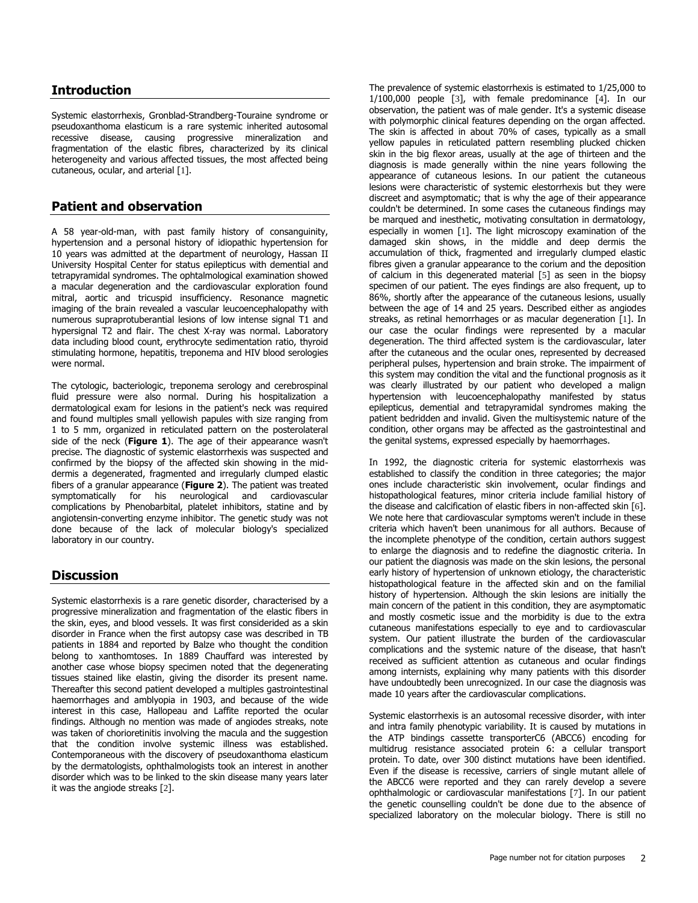## Introduction

Systemic elastorrhexis, Gronblad-Strandberg-Touraine syndrome or pseudoxanthoma elasticum is a rare systemic inherited autosomal recessive disease, causing progressive mineralization and fragmentation of the elastic fibres, characterized by its clinical heterogeneity and various affected tissues, the most affected being cutaneous, ocular, and arterial [1].

## Patient and observation

A 58 year-old-man, with past family history of consanguinity, hypertension and a personal history of idiopathic hypertension for 10 years was admitted at the department of neurology, Hassan II University Hospital Center for status epilepticus with demential and tetrapyramidal syndromes. The ophtalmological examination showed a macular degeneration and the cardiovascular exploration found mitral, aortic and tricuspid insufficiency. Resonance magnetic imaging of the brain revealed a vascular leucoencephalopathy with numerous supraprotuberantial lesions of low intense signal T1 and hypersignal T2 and flair. The chest X-ray was normal. Laboratory data including blood count, erythrocyte sedimentation ratio, thyroid stimulating hormone, hepatitis, treponema and HIV blood serologies were normal.

The cytologic, bacteriologic, treponema serology and cerebrospinal fluid pressure were also normal. During his hospitalization a dermatological exam for lesions in the patient's neck was required and found multiples small yellowish papules with size ranging from 1 to 5 mm, organized in reticulated pattern on the posterolateral side of the neck (**Figure 1**). The age of their appearance wasn't precise. The diagnostic of systemic elastorrhexis was suspected and confirmed by the biopsy of the affected skin showing in the mid-dermis a degenerated, fragmented and irregularly clumped elastic fibers of a granular appearance (**Figure 2**). The patient was treated symptomatically for his neurological and cardiovascular complications by Phenobarbital, platelet inhibitors, statine and by angiotensin-converting enzyme inhibitor. The genetic study was not done because of the lack of molecular biology's specialized laboratory in our country.

## Discussion

Systemic elastorrhexis is a rare genetic disorder, characterised by a progressive mineralization and fragmentation of the elastic fibers in the skin, eyes, and blood vessels. It was first considerided as a skin disorder in France when the first autopsy case was described in TB patients in 1884 and reported by Balze who thought the condition belong to xanthomtoses. In 1889 Chauffard was interested by another case whose biopsy specimen noted that the degenerating tissues stained like elastin, giving the disorder its present name. Thereafter this second patient developed a multiples gastrointestinal haemorrhages and amblyopia in 1903, and because of the wide interest in this case, Hallopeau and Laffite reported the ocular findings. Although no mention was made of angiodes streaks, note was taken of chorioretinitis involving the macula and the suggestion that the condition involve systemic illness was established. Contemporaneous with the discovery of pseudoxanthoma elasticum by the dermatologists, ophthalmologists took an interest in another disorder which was to be linked to the skin disease many years later it was the angiode streaks [2].

The prevalence of systemic elastorrhexis is estimated to 1/25,000 to 1/100,000 people [3], with female predominance [4]. In our observation, the patient was of male gender. It's a systemic disease with polymorphic clinical features depending on the organ affected. The skin is affected in about 70% of cases, typically as a small yellow papules in reticulated pattern resembling plucked chicken skin in the big flexor areas, usually at the age of thirteen and the diagnosis is made generally within the nine years following the appearance of cutaneous lesions. In our patient the cutaneous lesions were characteristic of systemic elestorrhexis but they were discreet and asymptomatic; that is why the age of their appearance couldn't be determined. In some cases the cutaneous findings may be marqued and inesthetic, motivating consultation in dermatology, especially in women [1]. The light microscopy examination of the damaged skin shows, in the middle and deep dermis the accumulation of thick, fragmented and irregularly clumped elastic fibres given a granular appearance to the corium and the deposition of calcium in this degenerated material [5] as seen in the biopsy specimen of our patient. The eyes findings are also frequent, up to 86%, shortly after the appearance of the cutaneous lesions, usually between the age of 14 and 25 years. Described either as angiodes streaks, as retinal hemorrhages or as macular degeneration [1]. In our case the ocular findings were represented by a macular degeneration. The third affected system is the cardiovascular, later after the cutaneous and the ocular ones, represented by decreased peripheral pulses, hypertension and brain stroke. The impairment of this system may condition the vital and the functional prognosis as it was clearly illustrated by our patient who developed a malign hypertension with leucoencephalopathy manifested by status epilepticus, demential and tetrapyramidal syndromes making the patient bedridden and invalid. Given the multisystemic nature of the condition, other organs may be affected as the gastrointestinal and the genital systems, expressed especially by haemorrhages.

In 1992, the diagnostic criteria for systemic elastorrhexis was established to classify the condition in three categories; the major ones include characteristic skin involvement, ocular findings and histopathological features, minor criteria include familial history of the disease and calcification of elastic fibers in non-affected skin [6]. We note here that cardiovascular symptoms weren't include in these criteria which haven't been unanimous for all authors. Because of the incomplete phenotype of the condition, certain authors suggest to enlarge the diagnosis and to redefine the diagnostic criteria. In our patient the diagnosis was made on the skin lesions, the personal early history of hypertension of unknown etiology, the characteristic histopathological feature in the affected skin and on the familial history of hypertension. Although the skin lesions are initially the main concern of the patient in this condition, they are asymptomatic and mostly cosmetic issue and the morbidity is due to the extra cutaneous manifestations especially to eye and to cardiovascular system. Our patient illustrate the burden of the cardiovascular complications and the systemic nature of the disease, that hasn't received as sufficient attention as cutaneous and ocular findings among internists, explaining why many patients with this disorder have undoubtedly been unrecognized. In our case the diagnosis was made 10 years after the cardiovascular complications.

Systemic elastorrhexis is an autosomal recessive disorder, with inter and intra family phenotypic variability. It is caused by mutations in the ATP bindings cassette transporterC6 (ABCC6) encoding for multidrug resistance associated protein 6: a cellular transport protein. To date, over 300 distinct mutations have been identified. Even if the disease is recessive, carriers of single mutant allele of the ABCC6 were reported and they can rarely develop a severe ophthalmologic or cardiovascular manifestations [7]. In our patient the genetic counselling couldn't be done due to the absence of specialized laboratory on the molecular biology. There is still no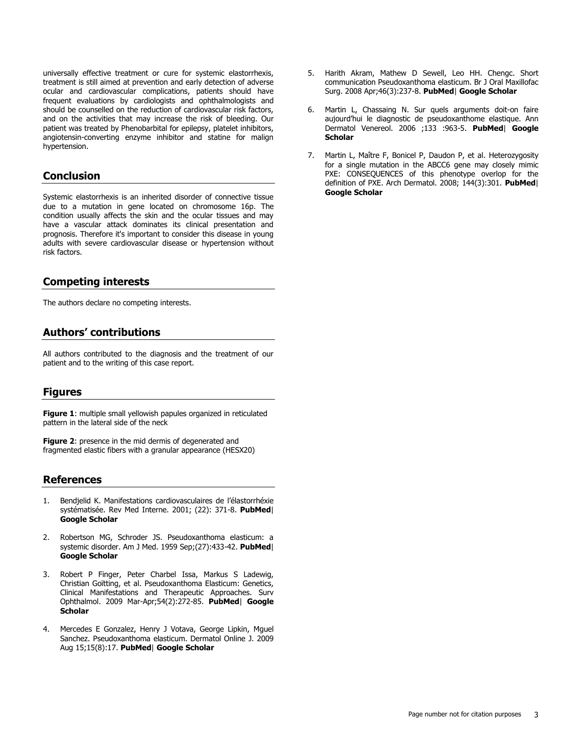universally effective treatment or cure for systemic elastorrhexis, treatment is still aimed at prevention and early detection of adverse ocular and cardiovascular complications, patients should have frequent evaluations by cardiologists and ophthalmologists and should be counselled on the reduction of cardiovascular risk factors, and on the activities that may increase the risk of bleeding. Our patient was treated by Phenobarbital for epilepsy, platelet inhibitors, angiotensin-converting enzyme inhibitor and statine for malign hypertension.

## Conclusion

Systemic elastorrhexis is an inherited disorder of connective tissue due to a mutation in gene located on chromosome 16p. The condition usually affects the skin and the ocular tissues and may have a vascular attack dominates its clinical presentation and prognosis. Therefore it's important to consider this disease in young adults with severe cardiovascular disease or hypertension without risk factors.

## Competing interests

The authors declare no competing interests.

## Authors' contributions

All authors contributed to the diagnosis and the treatment of our patient and to the writing of this case report.

## Figures

**Figure 1**: multiple small yellowish papules organized in reticulated pattern in the lateral side of the neck

**Figure 2**: presence in the mid dermis of degenerated and fragmented elastic fibers with a granular appearance (HESX20)

## References

1. Bendjelid K. Manifestations cardiovasculaires de l'élastorrhéxie systématisée. Rev Med Interne. 2001; (22): 371-8. **PubMed**| **Google Scholar**

2. Robertson MG, Schroder JS. Pseudoxanthoma elasticum: a systemic disorder. Am J Med. 1959 Sep;(27):433-42. **PubMed**| **Google Scholar**

3. Robert P Finger, Peter Charbel Issa, Markus S Ladewig, Christian Goïtting, et al. Pseudoxanthoma Elasticum: Genetics, Clinical Manifestations and Therapeutic Approaches. Surv Ophthalmol. 2009 Mar-Apr;54(2):272-85. **PubMed**| **Google Scholar**

4. Mercedes E Gonzalez, Henry J Votava, George Lipkin, Mguel Sanchez. Pseudoxanthoma elasticum. Dermatol Online J. 2009 Aug 15;15(8):17. **PubMed**| **Google Scholar**

5. Harith Akram, Mathew D Sewell, Leo HH. Chengc. Short communication Pseudoxanthoma elasticum. Br J Oral Maxillofac Surg. 2008 Apr;46(3):237-8. **PubMed**| **Google Scholar**

6. Martin L, Chassaing N. Sur quels arguments doit-on faire aujourd'hui le diagnostic de pseudoxanthome elastique. Ann Dermatol Venereol. 2006 ;133 :963-5. **PubMed**| **Google Scholar**

7. Martin L, Maître F, Bonicel P, Daudon P, et al. Heterozygosity for a single mutation in the ABCC6 gene may closely mimic PXE: CONSEQUENCES of this phenotype overlop for the definition of PXE. Arch Dermatol. 2008; 144(3):301. **PubMed**| **Google Scholar**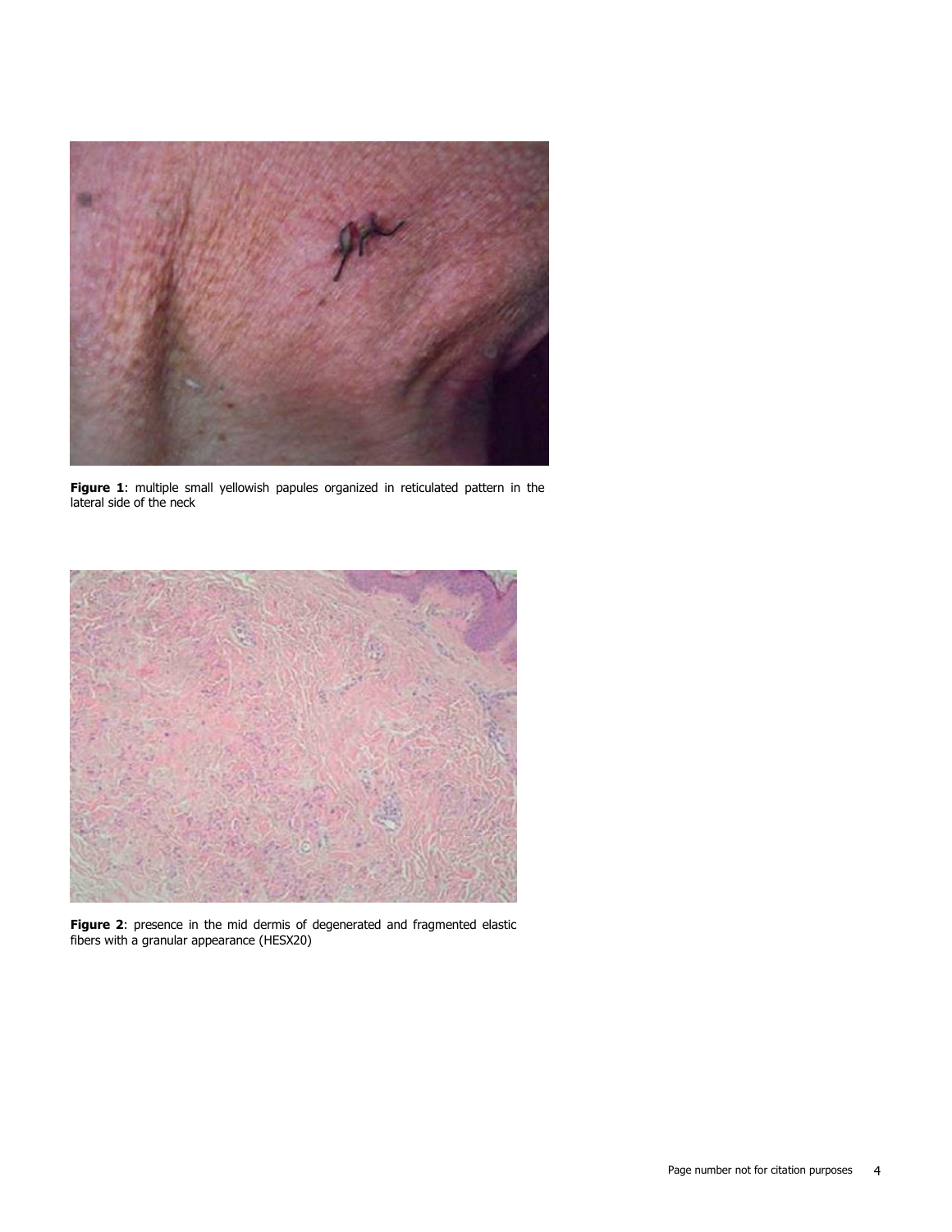**Figure 1**: multiple small yellowish papules organized in reticulated pattern in the lateral side of the neck

**Figure 2**: presence in the mid dermis of degenerated and fragmented elastic fibers with a granular appearance (HESX20)